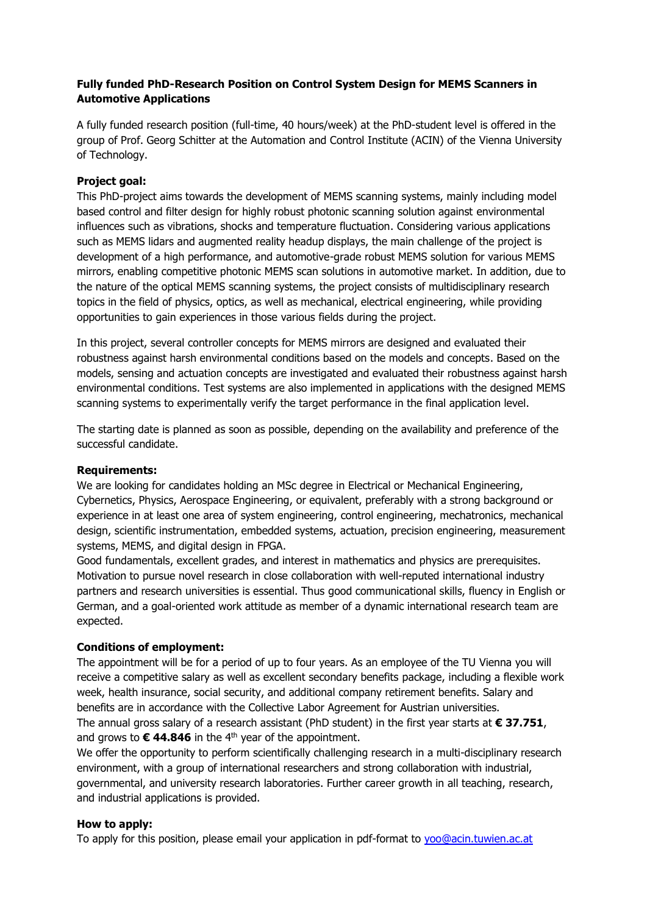**Fully funded PhD-Research Position on Control System Design for MEMS Scanners in Automotive Applications**

A fully funded research position (full-time, 40 hours/week) at the PhD-student level is offered in the group of Prof. Georg Schitter at the Automation and Control Institute (ACIN) of the Vienna University of Technology.

**Project goal:**
This PhD-project aims towards the development of MEMS scanning systems, mainly including model based control and filter design for highly robust photonic scanning solution against environmental influences such as vibrations, shocks and temperature fluctuation. Considering various applications such as MEMS lidars and augmented reality headup displays, the main challenge of the project is development of a high performance, and automotive-grade robust MEMS solution for various MEMS mirrors, enabling competitive photonic MEMS scan solutions in automotive market. In addition, due to the nature of the optical MEMS scanning systems, the project consists of multidisciplinary research topics in the field of physics, optics, as well as mechanical, electrical engineering, while providing opportunities to gain experiences in those various fields during the project.

In this project, several controller concepts for MEMS mirrors are designed and evaluated their robustness against harsh environmental conditions based on the models and concepts. Based on the models, sensing and actuation concepts are investigated and evaluated their robustness against harsh environmental conditions. Test systems are also implemented in applications with the designed MEMS scanning systems to experimentally verify the target performance in the final application level.

The starting date is planned as soon as possible, depending on the availability and preference of the successful candidate.

**Requirements:**
We are looking for candidates holding an MSc degree in Electrical or Mechanical Engineering, Cybernetics, Physics, Aerospace Engineering, or equivalent, preferably with a strong background or experience in at least one area of system engineering, control engineering, mechatronics, mechanical design, scientific instrumentation, embedded systems, actuation, precision engineering, measurement systems, MEMS, and digital design in FPGA.
Good fundamentals, excellent grades, and interest in mathematics and physics are prerequisites. Motivation to pursue novel research in close collaboration with well-reputed international industry partners and research universities is essential. Thus good communicational skills, fluency in English or German, and a goal-oriented work attitude as member of a dynamic international research team are expected.

**Conditions of employment:**
The appointment will be for a period of up to four years. As an employee of the TU Vienna you will receive a competitive salary as well as excellent secondary benefits package, including a flexible work week, health insurance, social security, and additional company retirement benefits. Salary and benefits are in accordance with the Collective Labor Agreement for Austrian universities.
The annual gross salary of a research assistant (PhD student) in the first year starts at **€ 37.751**, and grows to **€ 44.846** in the 4th year of the appointment.
We offer the opportunity to perform scientifically challenging research in a multi-disciplinary research environment, with a group of international researchers and strong collaboration with industrial, governmental, and university research laboratories. Further career growth in all teaching, research, and industrial applications is provided.

**How to apply:**
To apply for this position, please email your application in pdf-format to yoo@acin.tuwien.ac.at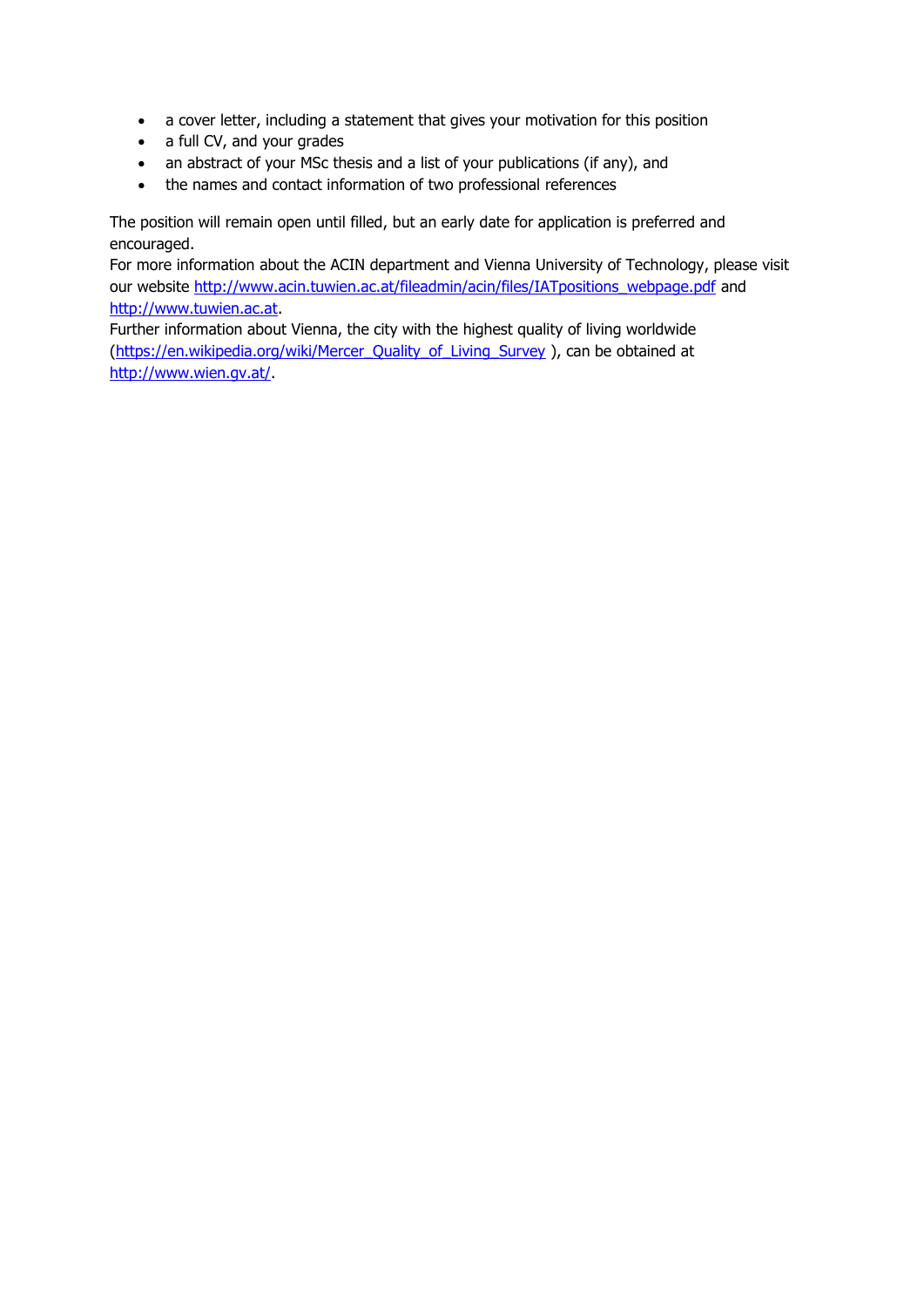- a cover letter, including a statement that gives your motivation for this position
- a full CV, and your grades
- an abstract of your MSc thesis and a list of your publications (if any), and
- the names and contact information of two professional references

The position will remain open until filled, but an early date for application is preferred and encouraged.
For more information about the ACIN department and Vienna University of Technology, please visit our website http://www.acin.tuwien.ac.at/fileadmin/acin/files/IATpositions_webpage.pdf and http://www.tuwien.ac.at.
Further information about Vienna, the city with the highest quality of living worldwide (https://en.wikipedia.org/wiki/Mercer_Quality_of_Living_Survey ), can be obtained at http://www.wien.gv.at/.